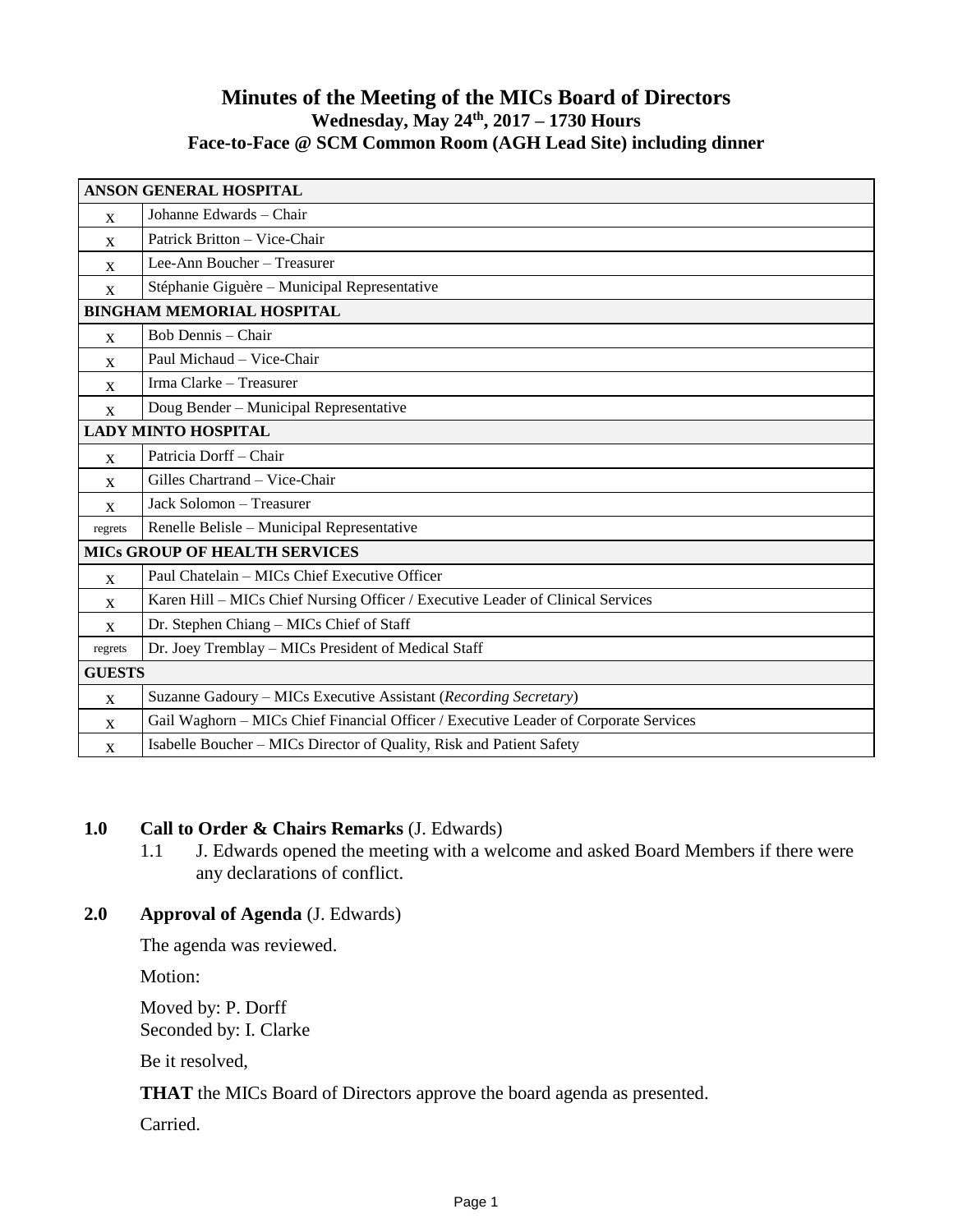# Minutes of the Meeting of the MICs Board of Directors

**Wednesday, May 24th, 2017 – 1730 Hours**

**Face-to-Face @ SCM Common Room (AGH Lead Site) including dinner**

| **ANSON GENERAL HOSPITAL** | |
|---|---|
| x | Johanne Edwards – Chair |
| x | Patrick Britton – Vice-Chair |
| x | Lee-Ann Boucher – Treasurer |
| x | Stéphanie Giguère – Municipal Representative |
| **BINGHAM MEMORIAL HOSPITAL** | |
| x | Bob Dennis – Chair |
| x | Paul Michaud – Vice-Chair |
| x | Irma Clarke – Treasurer |
| x | Doug Bender – Municipal Representative |
| **LADY MINTO HOSPITAL** | |
| x | Patricia Dorff – Chair |
| x | Gilles Chartrand – Vice-Chair |
| x | Jack Solomon – Treasurer |
| regrets | Renelle Belisle – Municipal Representative |
| **MICs GROUP OF HEALTH SERVICES** | |
| x | Paul Chatelain – MICs Chief Executive Officer |
| x | Karen Hill – MICs Chief Nursing Officer / Executive Leader of Clinical Services |
| x | Dr. Stephen Chiang – MICs Chief of Staff |
| regrets | Dr. Joey Tremblay – MICs President of Medical Staff |
| **GUESTS** | |
| x | Suzanne Gadoury – MICs Executive Assistant (*Recording Secretary*) |
| x | Gail Waghorn – MICs Chief Financial Officer / Executive Leader of Corporate Services |
| x | Isabelle Boucher – MICs Director of Quality, Risk and Patient Safety |

## 1.0 Call to Order & Chairs Remarks (J. Edwards)

1.1 J. Edwards opened the meeting with a welcome and asked Board Members if there were any declarations of conflict.

## 2.0 Approval of Agenda (J. Edwards)

The agenda was reviewed.

Motion:

Moved by: P. Dorff
Seconded by: I. Clarke

Be it resolved,

**THAT** the MICs Board of Directors approve the board agenda as presented.

Carried.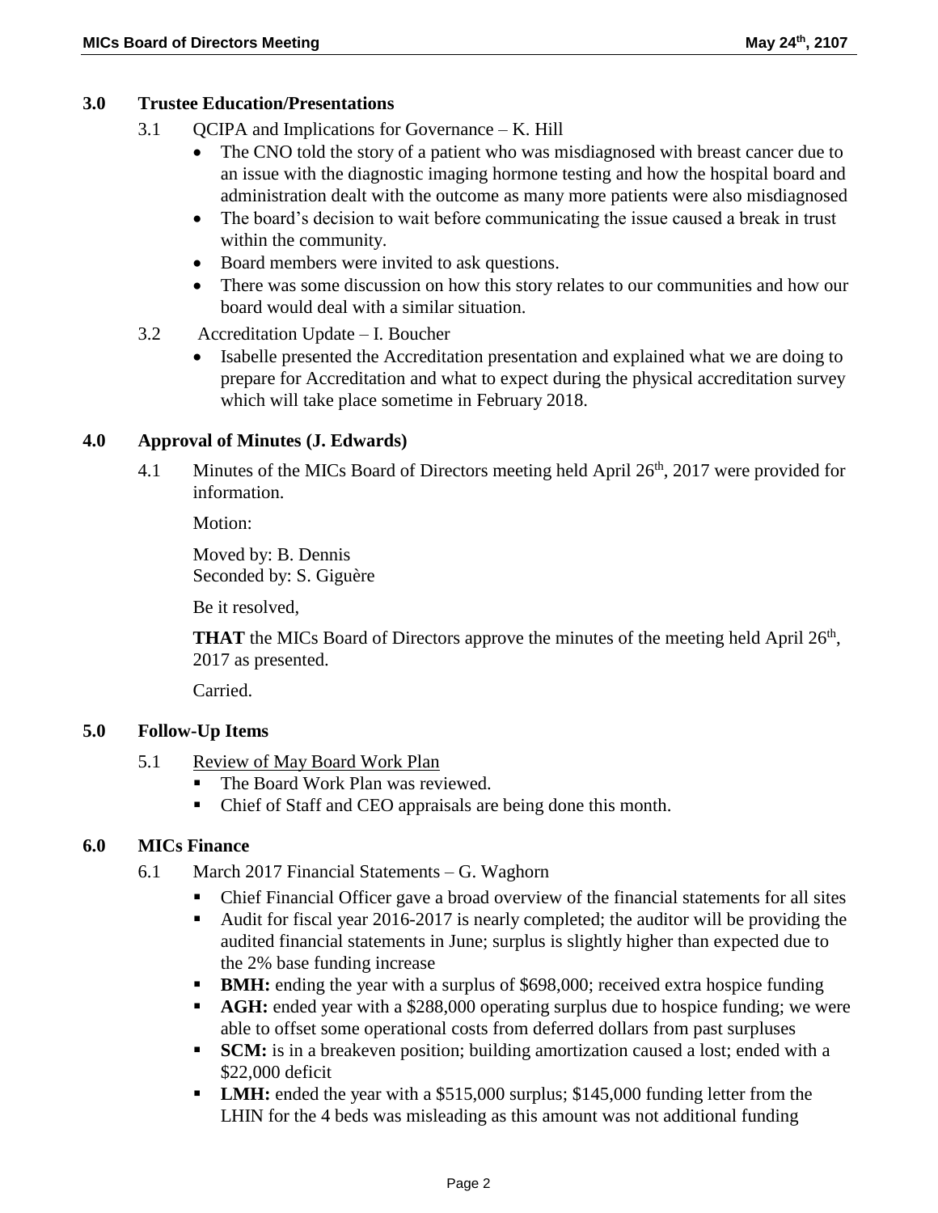## 3.0 Trustee Education/Presentations

3.1 QCIPA and Implications for Governance – K. Hill

- The CNO told the story of a patient who was misdiagnosed with breast cancer due to an issue with the diagnostic imaging hormone testing and how the hospital board and administration dealt with the outcome as many more patients were also misdiagnosed
- The board's decision to wait before communicating the issue caused a break in trust within the community.
- Board members were invited to ask questions.
- There was some discussion on how this story relates to our communities and how our board would deal with a similar situation.

3.2 Accreditation Update – I. Boucher

- Isabelle presented the Accreditation presentation and explained what we are doing to prepare for Accreditation and what to expect during the physical accreditation survey which will take place sometime in February 2018.

## 4.0 Approval of Minutes (J. Edwards)

4.1 Minutes of the MICs Board of Directors meeting held April 26th, 2017 were provided for information.

Motion:

Moved by: B. Dennis
Seconded by: S. Giguère

Be it resolved,

**THAT** the MICs Board of Directors approve the minutes of the meeting held April 26th, 2017 as presented.

Carried.

## 5.0 Follow-Up Items

5.1 Review of May Board Work Plan

- The Board Work Plan was reviewed.
- Chief of Staff and CEO appraisals are being done this month.

## 6.0 MICs Finance

6.1 March 2017 Financial Statements – G. Waghorn

- Chief Financial Officer gave a broad overview of the financial statements for all sites
- Audit for fiscal year 2016-2017 is nearly completed; the auditor will be providing the audited financial statements in June; surplus is slightly higher than expected due to the 2% base funding increase
- **BMH:** ending the year with a surplus of $698,000; received extra hospice funding
- **AGH:** ended year with a $288,000 operating surplus due to hospice funding; we were able to offset some operational costs from deferred dollars from past surpluses
- **SCM:** is in a breakeven position; building amortization caused a lost; ended with a $22,000 deficit
- **LMH:** ended the year with a $515,000 surplus; $145,000 funding letter from the LHIN for the 4 beds was misleading as this amount was not additional funding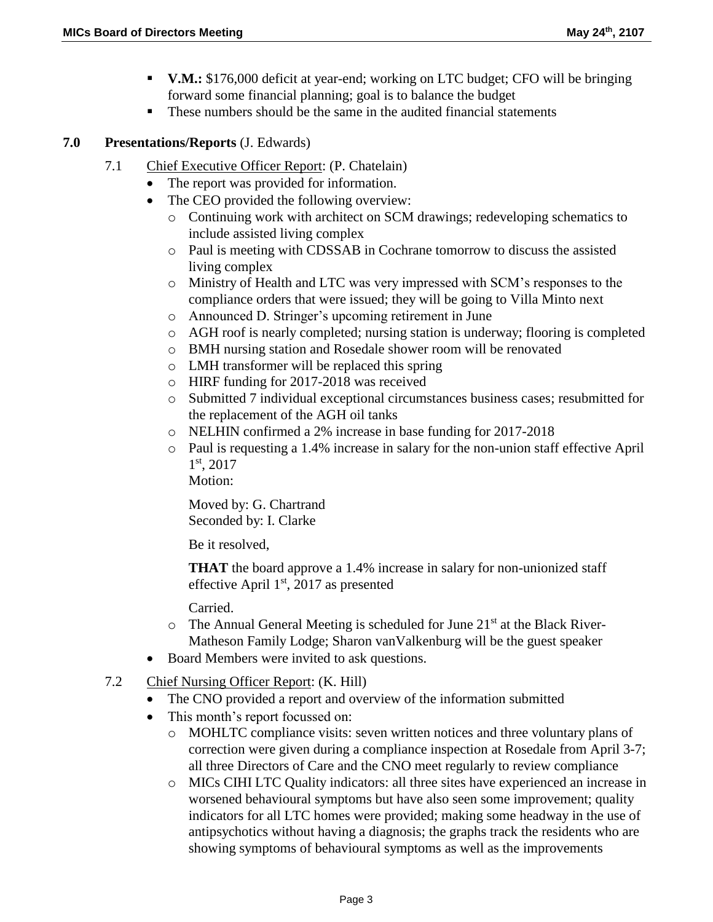- **V.M.:** $176,000 deficit at year-end; working on LTC budget; CFO will be bringing forward some financial planning; goal is to balance the budget
- These numbers should be the same in the audited financial statements

## 7.0 Presentations/Reports (J. Edwards)

7.1 Chief Executive Officer Report: (P. Chatelain)

- The report was provided for information.
- The CEO provided the following overview:
  - Continuing work with architect on SCM drawings; redeveloping schematics to include assisted living complex
  - Paul is meeting with CDSSAB in Cochrane tomorrow to discuss the assisted living complex
  - Ministry of Health and LTC was very impressed with SCM's responses to the compliance orders that were issued; they will be going to Villa Minto next
  - Announced D. Stringer's upcoming retirement in June
  - AGH roof is nearly completed; nursing station is underway; flooring is completed
  - BMH nursing station and Rosedale shower room will be renovated
  - LMH transformer will be replaced this spring
  - HIRF funding for 2017-2018 was received
  - Submitted 7 individual exceptional circumstances business cases; resubmitted for the replacement of the AGH oil tanks
  - NELHIN confirmed a 2% increase in base funding for 2017-2018
  - Paul is requesting a 1.4% increase in salary for the non-union staff effective April 1st, 2017

    Motion:

    Moved by: G. Chartrand
    Seconded by: I. Clarke

    Be it resolved,

    **THAT** the board approve a 1.4% increase in salary for non-unionized staff effective April 1st, 2017 as presented

    Carried.
  - The Annual General Meeting is scheduled for June 21st at the Black River-Matheson Family Lodge; Sharon vanValkenburg will be the guest speaker
- Board Members were invited to ask questions.

7.2 Chief Nursing Officer Report: (K. Hill)

- The CNO provided a report and overview of the information submitted
- This month's report focussed on:
  - MOHLTC compliance visits: seven written notices and three voluntary plans of correction were given during a compliance inspection at Rosedale from April 3-7; all three Directors of Care and the CNO meet regularly to review compliance
  - MICs CIHI LTC Quality indicators: all three sites have experienced an increase in worsened behavioural symptoms but have also seen some improvement; quality indicators for all LTC homes were provided; making some headway in the use of antipsychotics without having a diagnosis; the graphs track the residents who are showing symptoms of behavioural symptoms as well as the improvements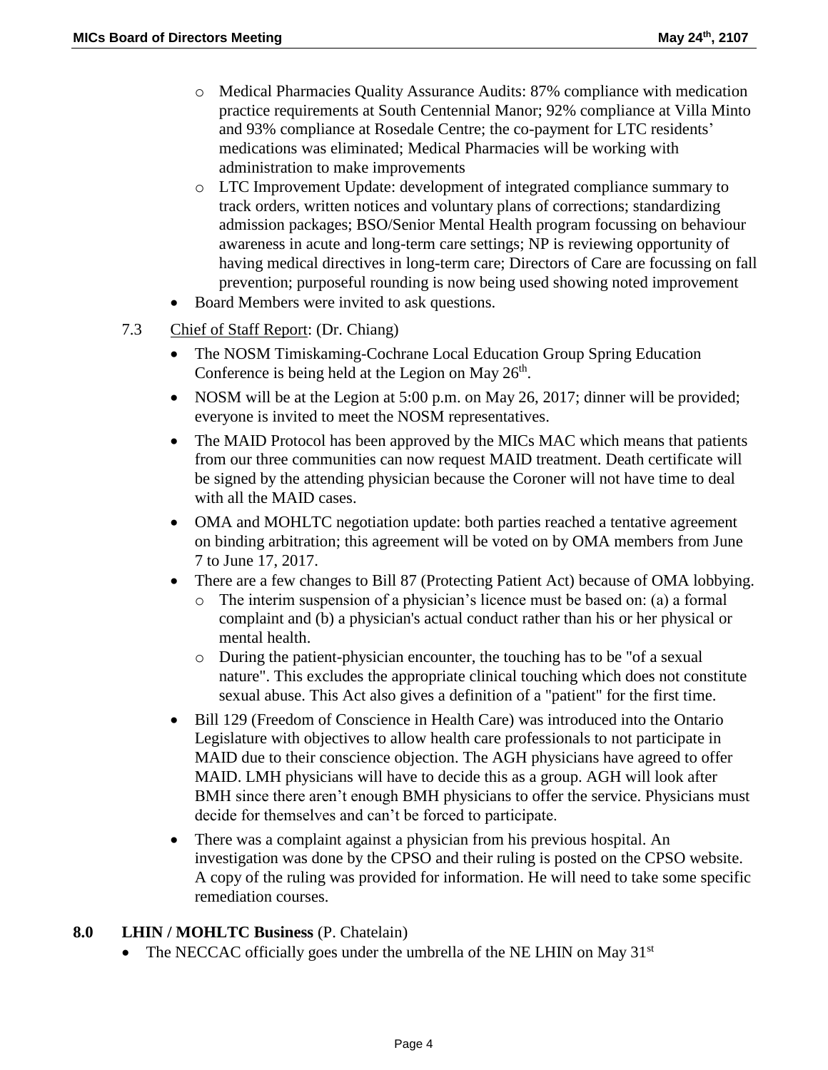- Medical Pharmacies Quality Assurance Audits: 87% compliance with medication practice requirements at South Centennial Manor; 92% compliance at Villa Minto and 93% compliance at Rosedale Centre; the co-payment for LTC residents' medications was eliminated; Medical Pharmacies will be working with administration to make improvements
  - LTC Improvement Update: development of integrated compliance summary to track orders, written notices and voluntary plans of corrections; standardizing admission packages; BSO/Senior Mental Health program focussing on behaviour awareness in acute and long-term care settings; NP is reviewing opportunity of having medical directives in long-term care; Directors of Care are focussing on fall prevention; purposeful rounding is now being used showing noted improvement
- Board Members were invited to ask questions.

7.3 Chief of Staff Report: (Dr. Chiang)

- The NOSM Timiskaming-Cochrane Local Education Group Spring Education Conference is being held at the Legion on May 26th.
- NOSM will be at the Legion at 5:00 p.m. on May 26, 2017; dinner will be provided; everyone is invited to meet the NOSM representatives.
- The MAID Protocol has been approved by the MICs MAC which means that patients from our three communities can now request MAID treatment. Death certificate will be signed by the attending physician because the Coroner will not have time to deal with all the MAID cases.
- OMA and MOHLTC negotiation update: both parties reached a tentative agreement on binding arbitration; this agreement will be voted on by OMA members from June 7 to June 17, 2017.
- There are a few changes to Bill 87 (Protecting Patient Act) because of OMA lobbying.
  - The interim suspension of a physician's licence must be based on: (a) a formal complaint and (b) a physician's actual conduct rather than his or her physical or mental health.
  - During the patient-physician encounter, the touching has to be "of a sexual nature". This excludes the appropriate clinical touching which does not constitute sexual abuse. This Act also gives a definition of a "patient" for the first time.
- Bill 129 (Freedom of Conscience in Health Care) was introduced into the Ontario Legislature with objectives to allow health care professionals to not participate in MAID due to their conscience objection. The AGH physicians have agreed to offer MAID. LMH physicians will have to decide this as a group. AGH will look after BMH since there aren't enough BMH physicians to offer the service. Physicians must decide for themselves and can't be forced to participate.
- There was a complaint against a physician from his previous hospital. An investigation was done by the CPSO and their ruling is posted on the CPSO website. A copy of the ruling was provided for information. He will need to take some specific remediation courses.

**8.0 LHIN / MOHLTC Business** (P. Chatelain)

- The NECCAC officially goes under the umbrella of the NE LHIN on May 31st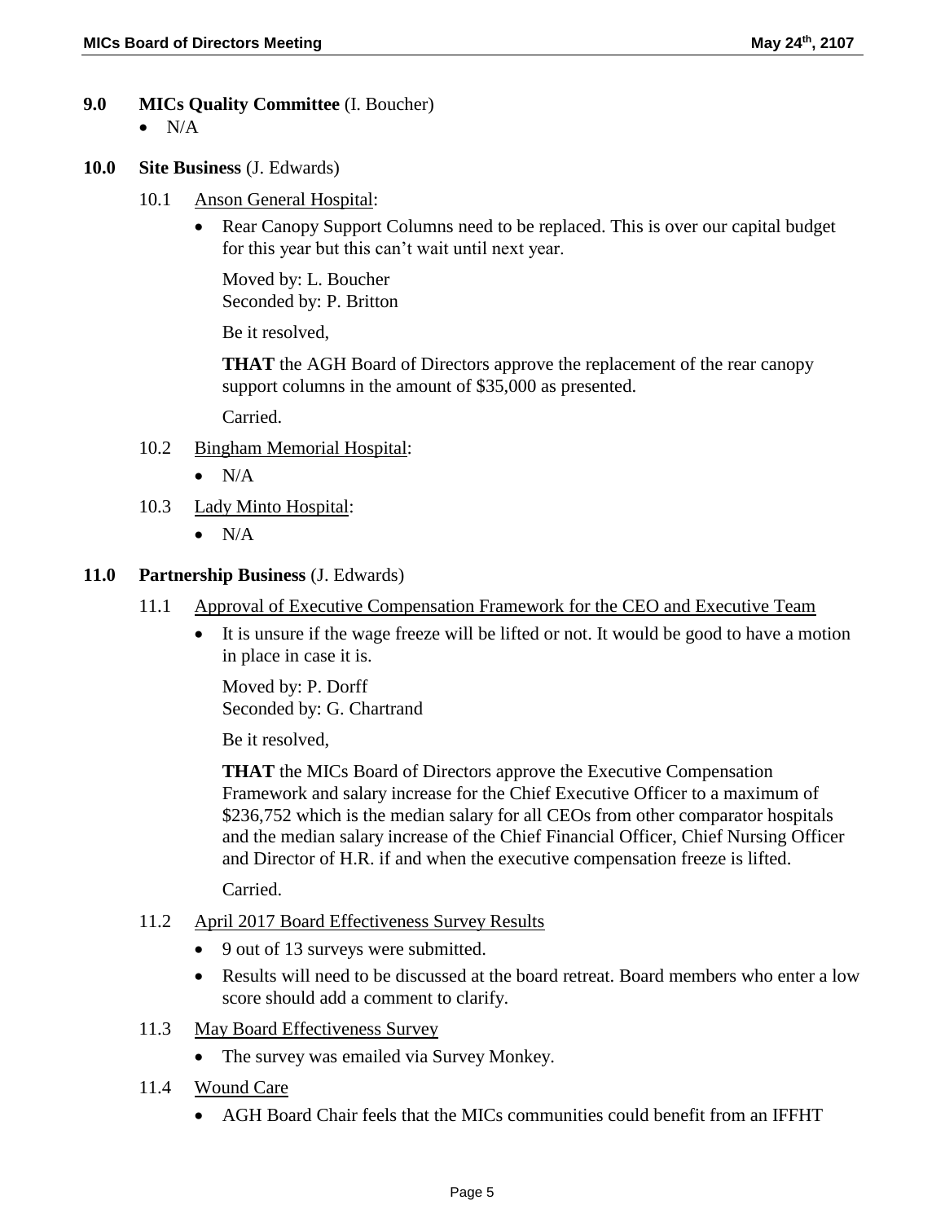**9.0 MICs Quality Committee** (I. Boucher)

- N/A

**10.0 Site Business** (J. Edwards)

10.1 Anson General Hospital:

- Rear Canopy Support Columns need to be replaced. This is over our capital budget for this year but this can't wait until next year.

  Moved by: L. Boucher
  Seconded by: P. Britton

  Be it resolved,

  **THAT** the AGH Board of Directors approve the replacement of the rear canopy support columns in the amount of $35,000 as presented.

  Carried.

10.2 Bingham Memorial Hospital:

- N/A

10.3 Lady Minto Hospital:

- N/A

**11.0 Partnership Business** (J. Edwards)

11.1 Approval of Executive Compensation Framework for the CEO and Executive Team

- It is unsure if the wage freeze will be lifted or not. It would be good to have a motion in place in case it is.

  Moved by: P. Dorff
  Seconded by: G. Chartrand

  Be it resolved,

  **THAT** the MICs Board of Directors approve the Executive Compensation Framework and salary increase for the Chief Executive Officer to a maximum of $236,752 which is the median salary for all CEOs from other comparator hospitals and the median salary increase of the Chief Financial Officer, Chief Nursing Officer and Director of H.R. if and when the executive compensation freeze is lifted.

  Carried.

11.2 April 2017 Board Effectiveness Survey Results

- 9 out of 13 surveys were submitted.
- Results will need to be discussed at the board retreat. Board members who enter a low score should add a comment to clarify.

11.3 May Board Effectiveness Survey

- The survey was emailed via Survey Monkey.

11.4 Wound Care

- AGH Board Chair feels that the MICs communities could benefit from an IFFHT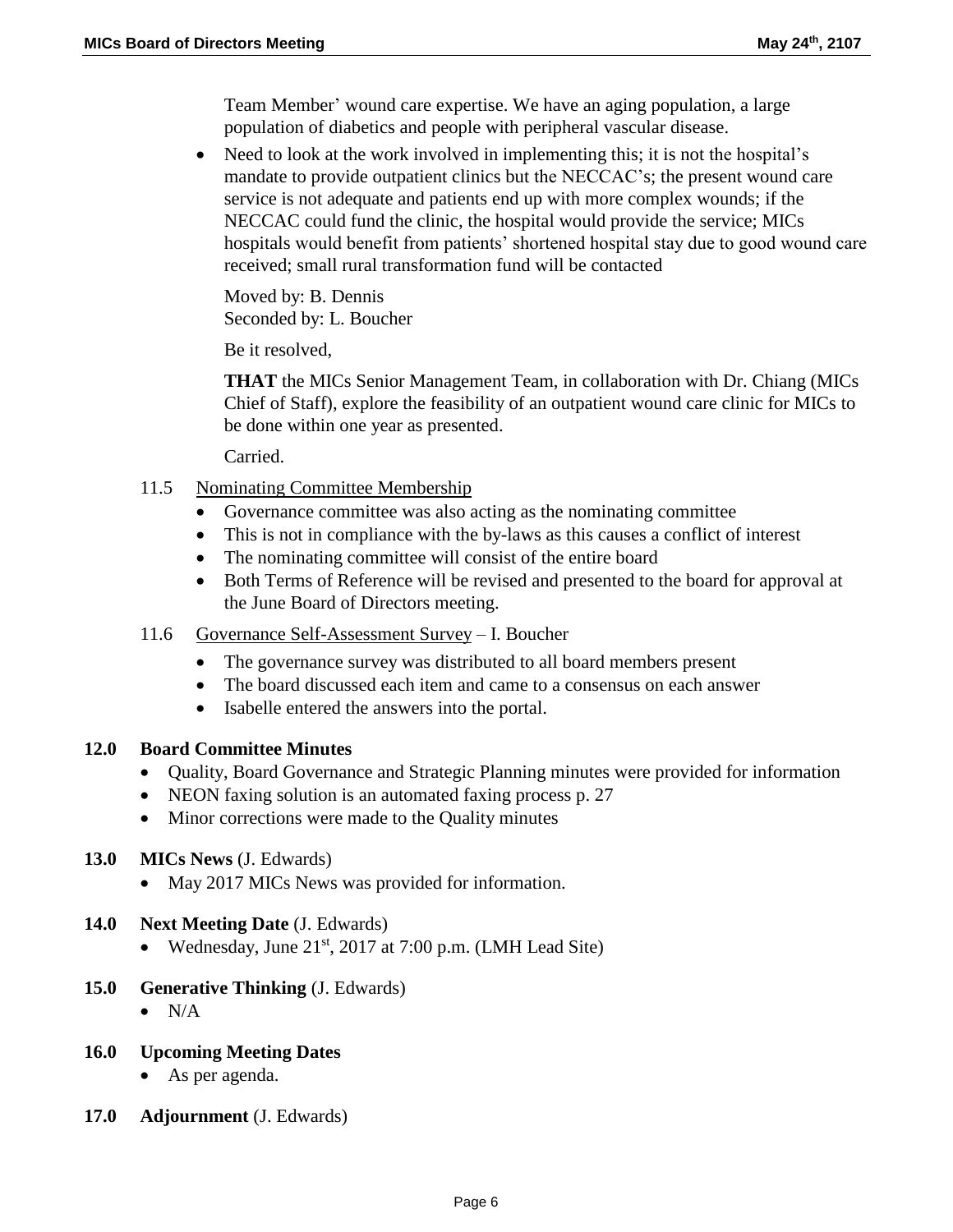Team Member' wound care expertise. We have an aging population, a large population of diabetics and people with peripheral vascular disease.

- Need to look at the work involved in implementing this; it is not the hospital's mandate to provide outpatient clinics but the NECCAC's; the present wound care service is not adequate and patients end up with more complex wounds; if the NECCAC could fund the clinic, the hospital would provide the service; MICs hospitals would benefit from patients' shortened hospital stay due to good wound care received; small rural transformation fund will be contacted

Moved by: B. Dennis
Seconded by: L. Boucher

Be it resolved,

**THAT** the MICs Senior Management Team, in collaboration with Dr. Chiang (MICs Chief of Staff), explore the feasibility of an outpatient wound care clinic for MICs to be done within one year as presented.

Carried.

11.5 Nominating Committee Membership

- Governance committee was also acting as the nominating committee
- This is not in compliance with the by-laws as this causes a conflict of interest
- The nominating committee will consist of the entire board
- Both Terms of Reference will be revised and presented to the board for approval at the June Board of Directors meeting.

11.6 Governance Self-Assessment Survey – I. Boucher

- The governance survey was distributed to all board members present
- The board discussed each item and came to a consensus on each answer
- Isabelle entered the answers into the portal.

## 12.0 Board Committee Minutes

- Quality, Board Governance and Strategic Planning minutes were provided for information
- NEON faxing solution is an automated faxing process p. 27
- Minor corrections were made to the Quality minutes

## 13.0 MICs News (J. Edwards)

- May 2017 MICs News was provided for information.

## 14.0 Next Meeting Date (J. Edwards)

- Wednesday, June 21st, 2017 at 7:00 p.m. (LMH Lead Site)

## 15.0 Generative Thinking (J. Edwards)

- N/A

## 16.0 Upcoming Meeting Dates

- As per agenda.

## 17.0 Adjournment (J. Edwards)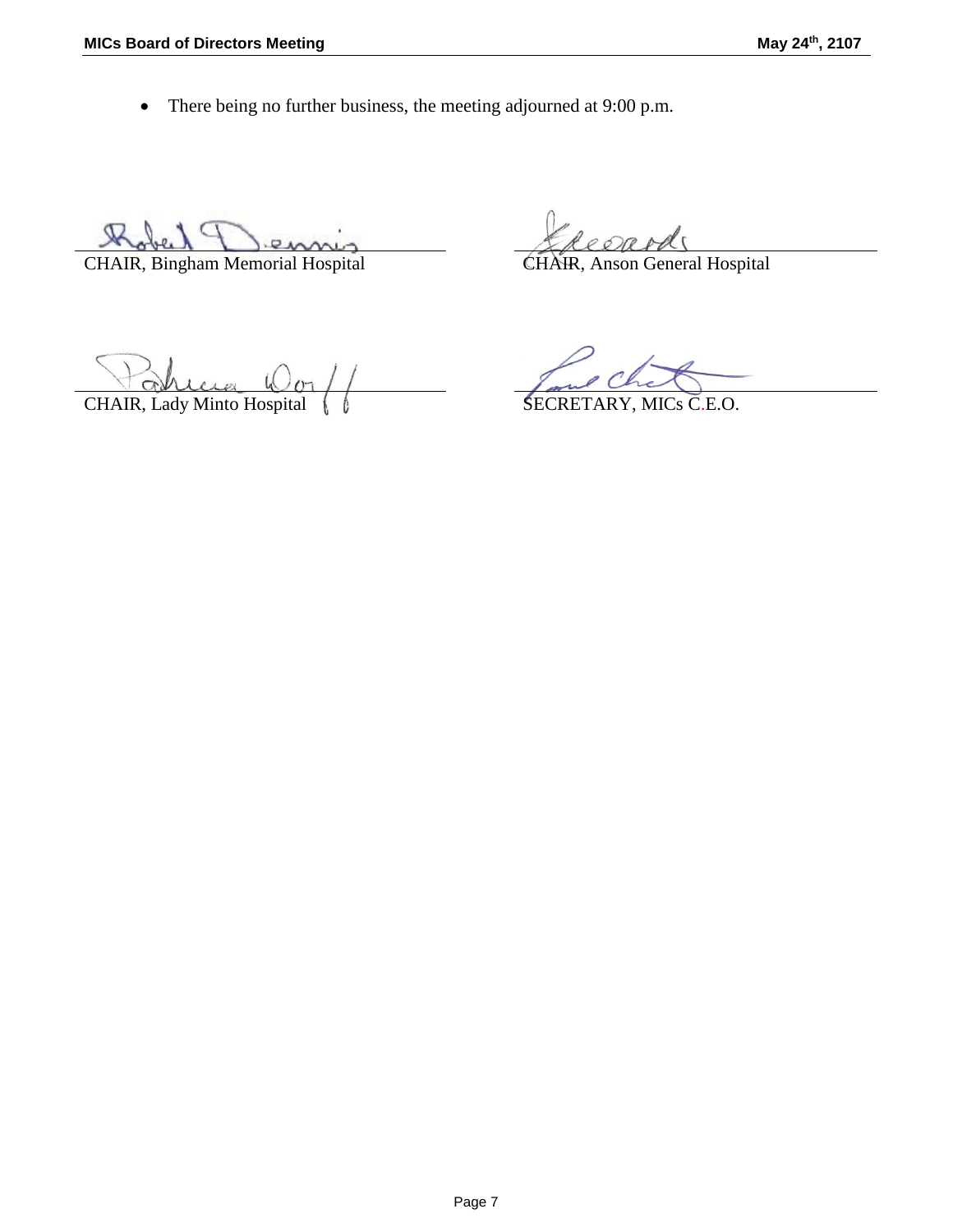- There being no further business, the meeting adjourned at 9:00 p.m.

| | |
|---|---|
| CHAIR, Bingham Memorial Hospital | CHAIR, Anson General Hospital |
| CHAIR, Lady Minto Hospital | SECRETARY, MICs C.E.O. |